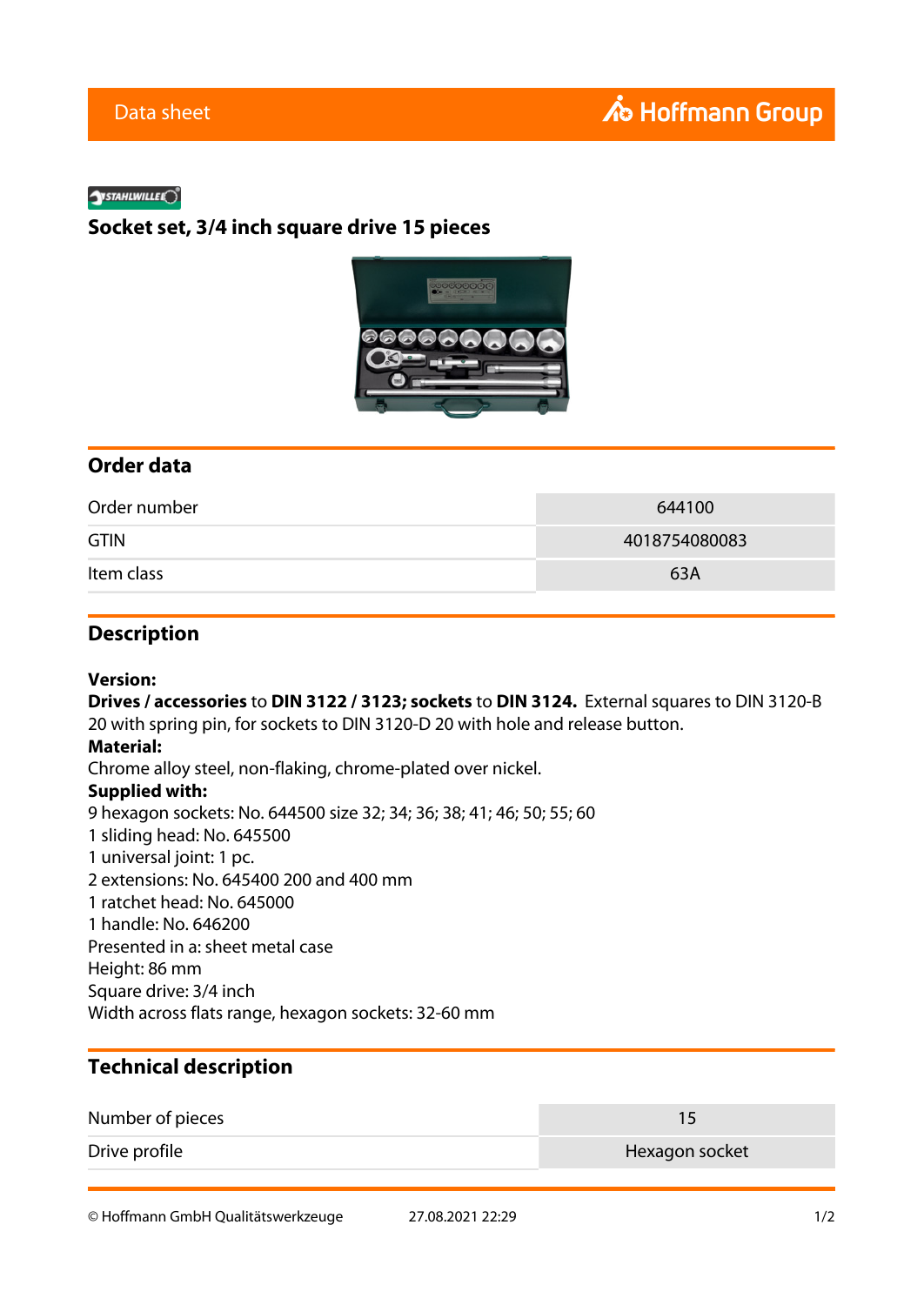Data sheet

Hoffmann Group

STAHLWILLE

# Socket set, 3/4 inch square drive 15 pieces

## Order data

| Order number | 644100 |
|---|---|
| GTIN | 4018754080083 |
| Item class | 63A |

## Description

**Version:**
**Drives / accessories** to **DIN 3122 / 3123; sockets** to **DIN 3124.** External squares to DIN 3120-B 20 with spring pin, for sockets to DIN 3120-D 20 with hole and release button.
**Material:**
Chrome alloy steel, non-flaking, chrome-plated over nickel.
**Supplied with:**
9 hexagon sockets: No. 644500 size 32; 34; 36; 38; 41; 46; 50; 55; 60
1 sliding head: No. 645500
1 universal joint: 1 pc.
2 extensions: No. 645400 200 and 400 mm
1 ratchet head: No. 645000
1 handle: No. 646200
Presented in a: sheet metal case
Height: 86 mm
Square drive: 3/4 inch
Width across flats range, hexagon sockets: 32-60 mm

## Technical description

| Number of pieces | 15 |
|---|---|
| Drive profile | Hexagon socket |

© Hoffmann GmbH Qualitätswerkzeuge 27.08.2021 22:29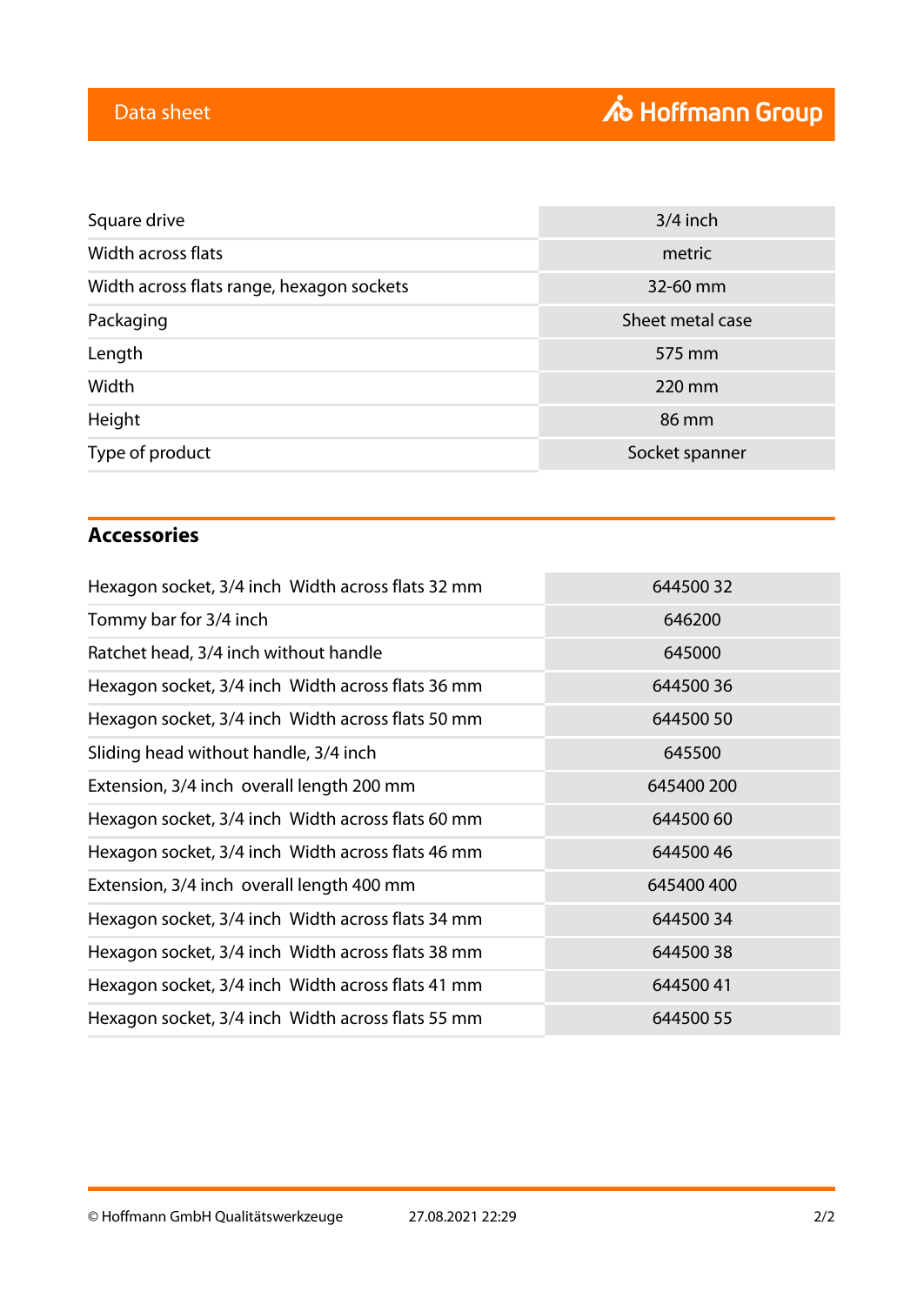| | |
|---|---|
| Square drive | 3/4 inch |
| Width across flats | metric |
| Width across flats range, hexagon sockets | 32-60 mm |
| Packaging | Sheet metal case |
| Length | 575 mm |
| Width | 220 mm |
| Height | 86 mm |
| Type of product | Socket spanner |

## Accessories

| | |
|---|---|
| Hexagon socket, 3/4 inch Width across flats 32 mm | 644500 32 |
| Tommy bar for 3/4 inch | 646200 |
| Ratchet head, 3/4 inch without handle | 645000 |
| Hexagon socket, 3/4 inch Width across flats 36 mm | 644500 36 |
| Hexagon socket, 3/4 inch Width across flats 50 mm | 644500 50 |
| Sliding head without handle, 3/4 inch | 645500 |
| Extension, 3/4 inch overall length 200 mm | 645400 200 |
| Hexagon socket, 3/4 inch Width across flats 60 mm | 644500 60 |
| Hexagon socket, 3/4 inch Width across flats 46 mm | 644500 46 |
| Extension, 3/4 inch overall length 400 mm | 645400 400 |
| Hexagon socket, 3/4 inch Width across flats 34 mm | 644500 34 |
| Hexagon socket, 3/4 inch Width across flats 38 mm | 644500 38 |
| Hexagon socket, 3/4 inch Width across flats 41 mm | 644500 41 |
| Hexagon socket, 3/4 inch Width across flats 55 mm | 644500 55 |